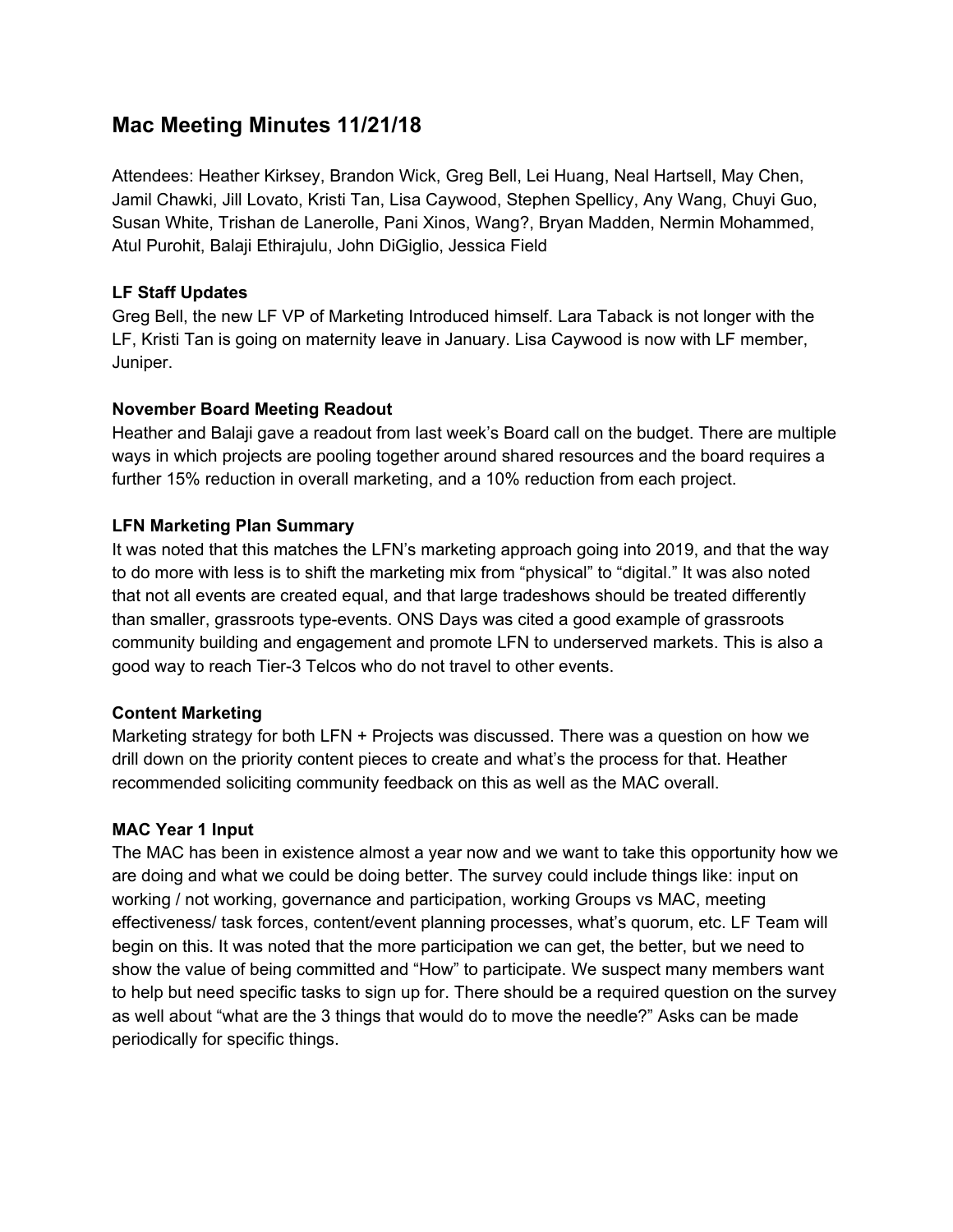# Mac Meeting Minutes 11/21/18

Attendees: Heather Kirksey, Brandon Wick, Greg Bell, Lei Huang, Neal Hartsell, May Chen, Jamil Chawki, Jill Lovato, Kristi Tan, Lisa Caywood, Stephen Spellicy, Any Wang, Chuyi Guo, Susan White, Trishan de Lanerolle, Pani Xinos, Wang?, Bryan Madden, Nermin Mohammed, Atul Purohit, Balaji Ethirajulu, John DiGiglio, Jessica Field

### LF Staff Updates

Greg Bell, the new LF VP of Marketing Introduced himself. Lara Taback is not longer with the LF, Kristi Tan is going on maternity leave in January. Lisa Caywood is now with LF member, Juniper.

### November Board Meeting Readout

Heather and Balaji gave a readout from last week's Board call on the budget. There are multiple ways in which projects are pooling together around shared resources and the board requires a further 15% reduction in overall marketing, and a 10% reduction from each project.

### LFN Marketing Plan Summary

It was noted that this matches the LFN's marketing approach going into 2019, and that the way to do more with less is to shift the marketing mix from "physical" to "digital." It was also noted that not all events are created equal, and that large tradeshows should be treated differently than smaller, grassroots type-events. ONS Days was cited a good example of grassroots community building and engagement and promote LFN to underserved markets. This is also a good way to reach Tier-3 Telcos who do not travel to other events.

### Content Marketing

Marketing strategy for both LFN + Projects was discussed. There was a question on how we drill down on the priority content pieces to create and what's the process for that. Heather recommended soliciting community feedback on this as well as the MAC overall.

### MAC Year 1 Input

The MAC has been in existence almost a year now and we want to take this opportunity how we are doing and what we could be doing better. The survey could include things like: input on working / not working, governance and participation, working Groups vs MAC, meeting effectiveness/ task forces, content/event planning processes, what's quorum, etc. LF Team will begin on this. It was noted that the more participation we can get, the better, but we need to show the value of being committed and "How" to participate. We suspect many members want to help but need specific tasks to sign up for. There should be a required question on the survey as well about "what are the 3 things that would do to move the needle?" Asks can be made periodically for specific things.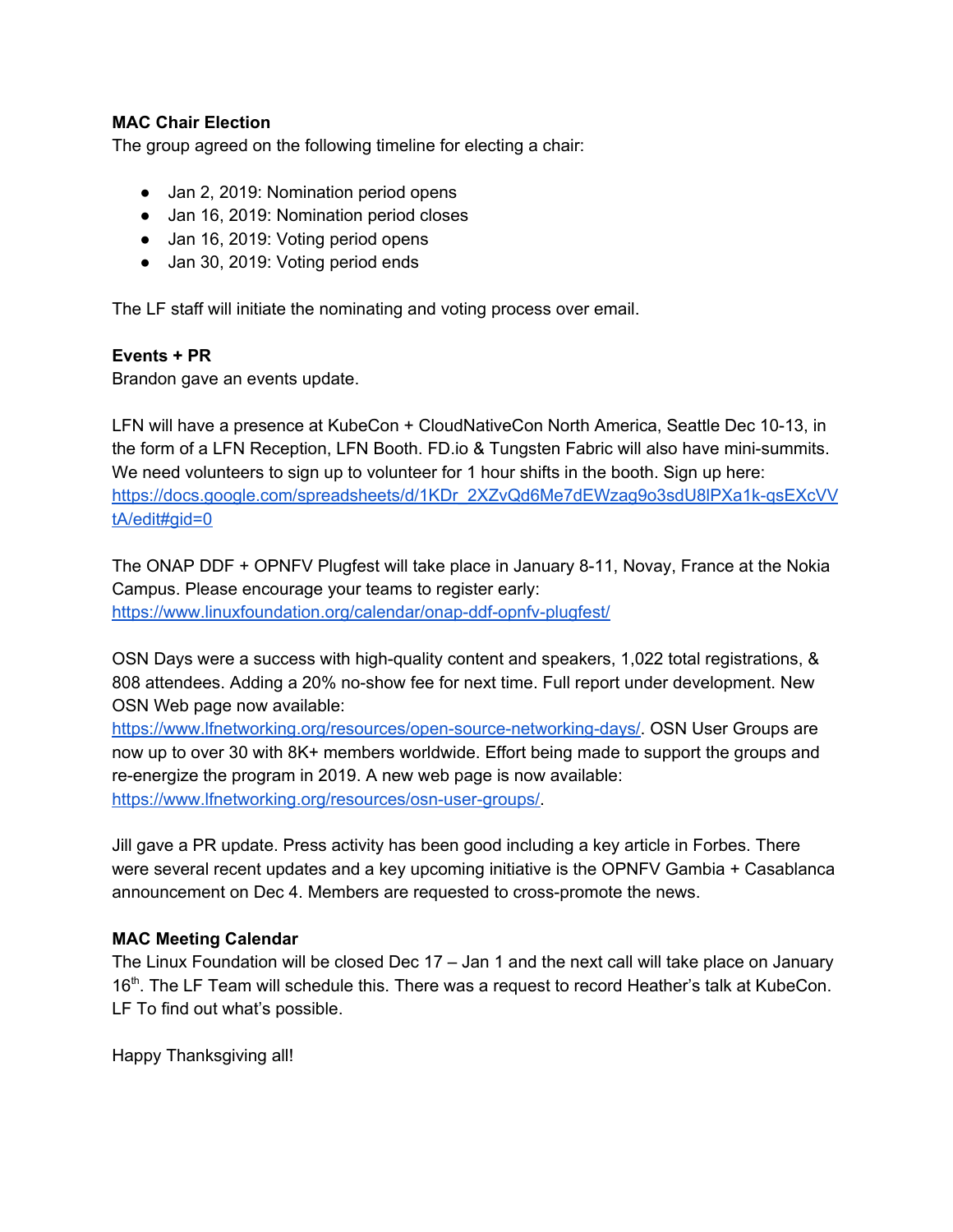**MAC Chair Election**
The group agreed on the following timeline for electing a chair:

- Jan 2, 2019: Nomination period opens
- Jan 16, 2019: Nomination period closes
- Jan 16, 2019: Voting period opens
- Jan 30, 2019: Voting period ends

The LF staff will initiate the nominating and voting process over email.

**Events + PR**
Brandon gave an events update.

LFN will have a presence at KubeCon + CloudNativeCon North America, Seattle Dec 10-13, in the form of a LFN Reception, LFN Booth. FD.io & Tungsten Fabric will also have mini-summits. We need volunteers to sign up to volunteer for 1 hour shifts in the booth. Sign up here: https://docs.google.com/spreadsheets/d/1KDr_2XZvQd6Me7dEWzag9o3sdU8lPXa1k-qsEXcVVtA/edit#gid=0

The ONAP DDF + OPNFV Plugfest will take place in January 8-11, Novay, France at the Nokia Campus. Please encourage your teams to register early: https://www.linuxfoundation.org/calendar/onap-ddf-opnfv-plugfest/

OSN Days were a success with high-quality content and speakers, 1,022 total registrations, & 808 attendees. Adding a 20% no-show fee for next time. Full report under development. New OSN Web page now available: https://www.lfnetworking.org/resources/open-source-networking-days/. OSN User Groups are now up to over 30 with 8K+ members worldwide. Effort being made to support the groups and re-energize the program in 2019. A new web page is now available: https://www.lfnetworking.org/resources/osn-user-groups/.

Jill gave a PR update. Press activity has been good including a key article in Forbes. There were several recent updates and a key upcoming initiative is the OPNFV Gambia + Casablanca announcement on Dec 4. Members are requested to cross-promote the news.

**MAC Meeting Calendar**
The Linux Foundation will be closed Dec 17 – Jan 1 and the next call will take place on January 16th. The LF Team will schedule this. There was a request to record Heather's talk at KubeCon. LF To find out what's possible.

Happy Thanksgiving all!